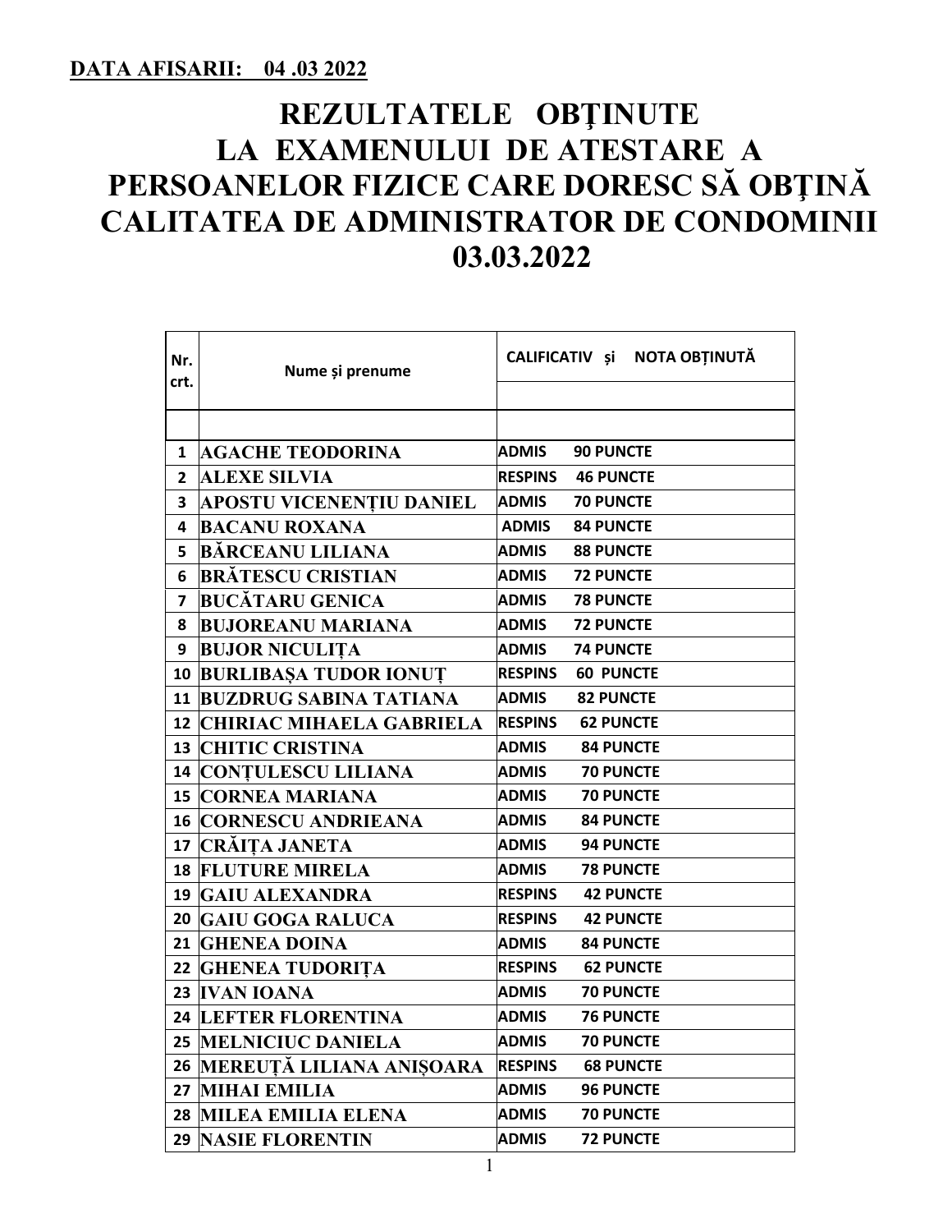**DATA AFISARII: 04 .03 2022**

# REZULTATELE OBŢINUTE LA EXAMENULUI DE ATESTARE A PERSOANELOR FIZICE CARE DORESC SĂ OBŢINĂ CALITATEA DE ADMINISTRATOR DE CONDOMINII 03.03.2022

| Nr. crt. | Nume și prenume | CALIFICATIV și NOTA OBȚINUTĂ |
|---|---|---|
| 1 | AGACHE TEODORINA | ADMIS 90 PUNCTE |
| 2 | ALEXE SILVIA | RESPINS 46 PUNCTE |
| 3 | APOSTU VICENENȚIU DANIEL | ADMIS 70 PUNCTE |
| 4 | BACANU ROXANA | ADMIS 84 PUNCTE |
| 5 | BĂRCEANU LILIANA | ADMIS 88 PUNCTE |
| 6 | BRĂTESCU CRISTIAN | ADMIS 72 PUNCTE |
| 7 | BUCĂTARU GENICA | ADMIS 78 PUNCTE |
| 8 | BUJOREANU MARIANA | ADMIS 72 PUNCTE |
| 9 | BUJOR NICULIȚA | ADMIS 74 PUNCTE |
| 10 | BURLIBAȘA TUDOR IONUȚ | RESPINS 60 PUNCTE |
| 11 | BUZDRUG SABINA TATIANA | ADMIS 82 PUNCTE |
| 12 | CHIRIAC MIHAELA GABRIELA | RESPINS 62 PUNCTE |
| 13 | CHITIC CRISTINA | ADMIS 84 PUNCTE |
| 14 | CONȚULESCU LILIANA | ADMIS 70 PUNCTE |
| 15 | CORNEA MARIANA | ADMIS 70 PUNCTE |
| 16 | CORNESCU ANDRIEANA | ADMIS 84 PUNCTE |
| 17 | CRĂIȚA JANETA | ADMIS 94 PUNCTE |
| 18 | FLUTURE MIRELA | ADMIS 78 PUNCTE |
| 19 | GAIU ALEXANDRA | RESPINS 42 PUNCTE |
| 20 | GAIU GOGA RALUCA | RESPINS 42 PUNCTE |
| 21 | GHENEA DOINA | ADMIS 84 PUNCTE |
| 22 | GHENEA TUDORIȚA | RESPINS 62 PUNCTE |
| 23 | IVAN IOANA | ADMIS 70 PUNCTE |
| 24 | LEFTER FLORENTINA | ADMIS 76 PUNCTE |
| 25 | MELNICIUC DANIELA | ADMIS 70 PUNCTE |
| 26 | MEREUȚĂ LILIANA ANIȘOARA | RESPINS 68 PUNCTE |
| 27 | MIHAI EMILIA | ADMIS 96 PUNCTE |
| 28 | MILEA EMILIA ELENA | ADMIS 70 PUNCTE |
| 29 | NASIE FLORENTIN | ADMIS 72 PUNCTE |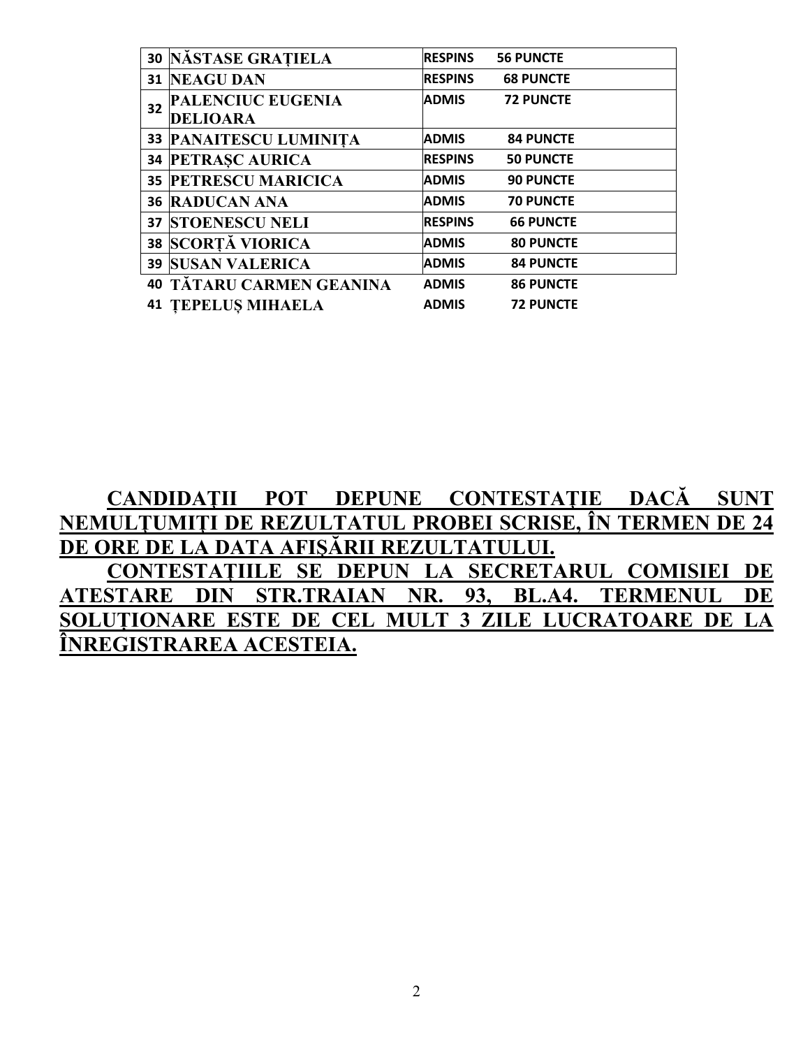| | | | |
|---|---|---|---|
| 30 | NĂSTASE GRAȚIELA | RESPINS | 56 PUNCTE |
| 31 | NEAGU DAN | RESPINS | 68 PUNCTE |
| 32 | PALENCIUC EUGENIA DELIOARA | ADMIS | 72 PUNCTE |
| 33 | PANAITESCU LUMINIȚA | ADMIS | 84 PUNCTE |
| 34 | PETRAȘC AURICA | RESPINS | 50 PUNCTE |
| 35 | PETRESCU MARICICA | ADMIS | 90 PUNCTE |
| 36 | RADUCAN ANA | ADMIS | 70 PUNCTE |
| 37 | STOENESCU NELI | RESPINS | 66 PUNCTE |
| 38 | SCORȚĂ VIORICA | ADMIS | 80 PUNCTE |
| 39 | SUSAN VALERICA | ADMIS | 84 PUNCTE |
| 40 | TĂTARU CARMEN GEANINA | ADMIS | 86 PUNCTE |
| 41 | ȚEPELUȘ MIHAELA | ADMIS | 72 PUNCTE |

**CANDIDAŢII POT DEPUNE CONTESTAŢIE DACĂ SUNT NEMULŢUMIŢI DE REZULTATUL PROBEI SCRISE, ÎN TERMEN DE 24 DE ORE DE LA DATA AFIŞĂRII REZULTATULUI.**

**CONTESTAŢIILE SE DEPUN LA SECRETARUL COMISIEI DE ATESTARE DIN STR.TRAIAN NR. 93, BL.A4. TERMENUL DE SOLUȚIONARE ESTE DE CEL MULT 3 ZILE LUCRATOARE DE LA ÎNREGISTRAREA ACESTEIA.**